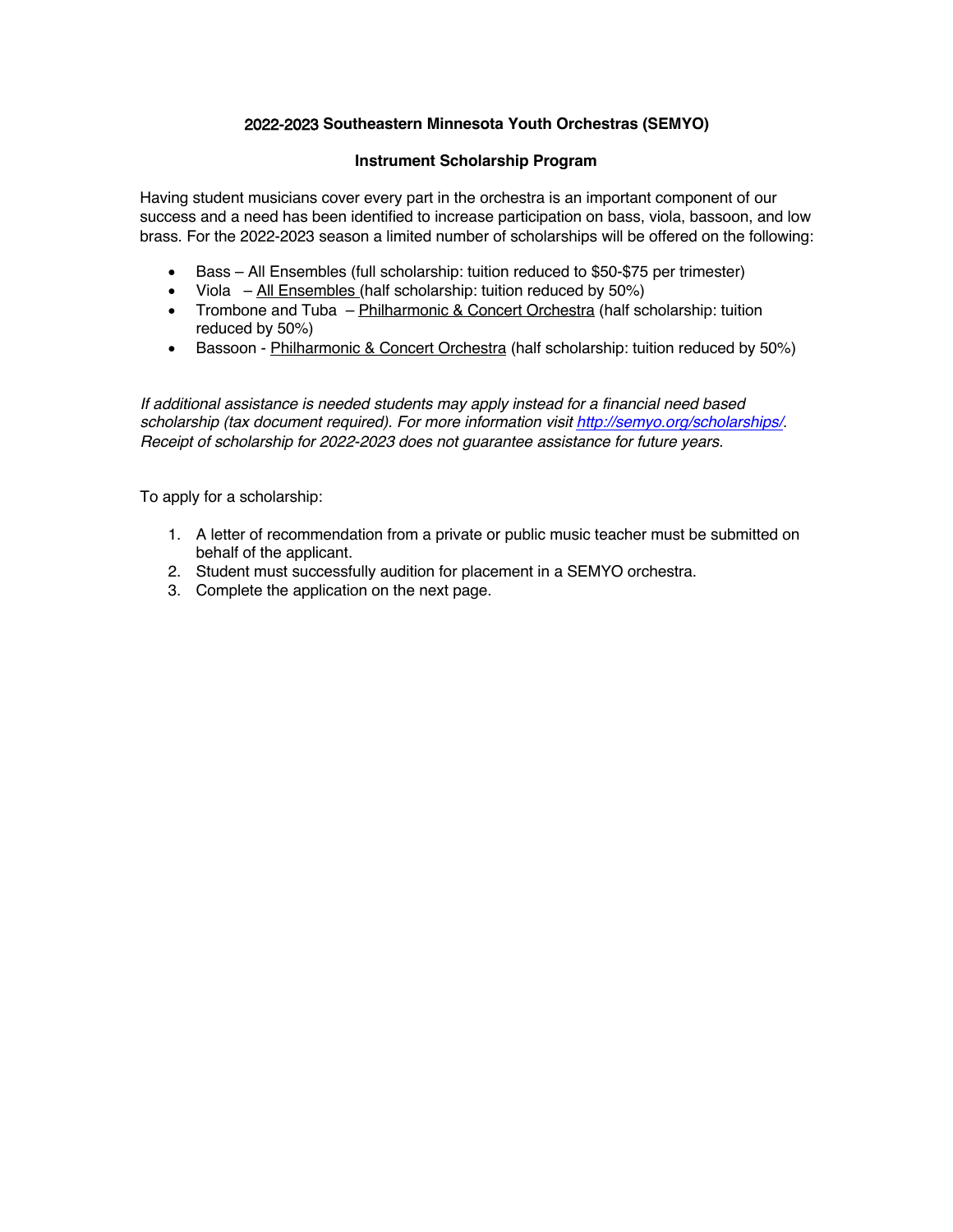**2022-2023 Southeastern Minnesota Youth Orchestras (SEMYO)**

**Instrument Scholarship Program**

Having student musicians cover every part in the orchestra is an important component of our success and a need has been identified to increase participation on bass, viola, bassoon, and low brass. For the 2022-2023 season a limited number of scholarships will be offered on the following:

- Bass – All Ensembles (full scholarship: tuition reduced to $50-$75 per trimester)
- Viola – <u>All Ensembles</u> (half scholarship: tuition reduced by 50%)
- Trombone and Tuba – <u>Philharmonic & Concert Orchestra</u> (half scholarship: tuition reduced by 50%)
- Bassoon - <u>Philharmonic & Concert Orchestra</u> (half scholarship: tuition reduced by 50%)

*If additional assistance is needed students may apply instead for a financial need based scholarship (tax document required). For more information visit [http://semyo.org/scholarships/](http://semyo.org/scholarships/). Receipt of scholarship for 2022-2023 does not guarantee assistance for future years.*

To apply for a scholarship:

1. A letter of recommendation from a private or public music teacher must be submitted on behalf of the applicant.
2. Student must successfully audition for placement in a SEMYO orchestra.
3. Complete the application on the next page.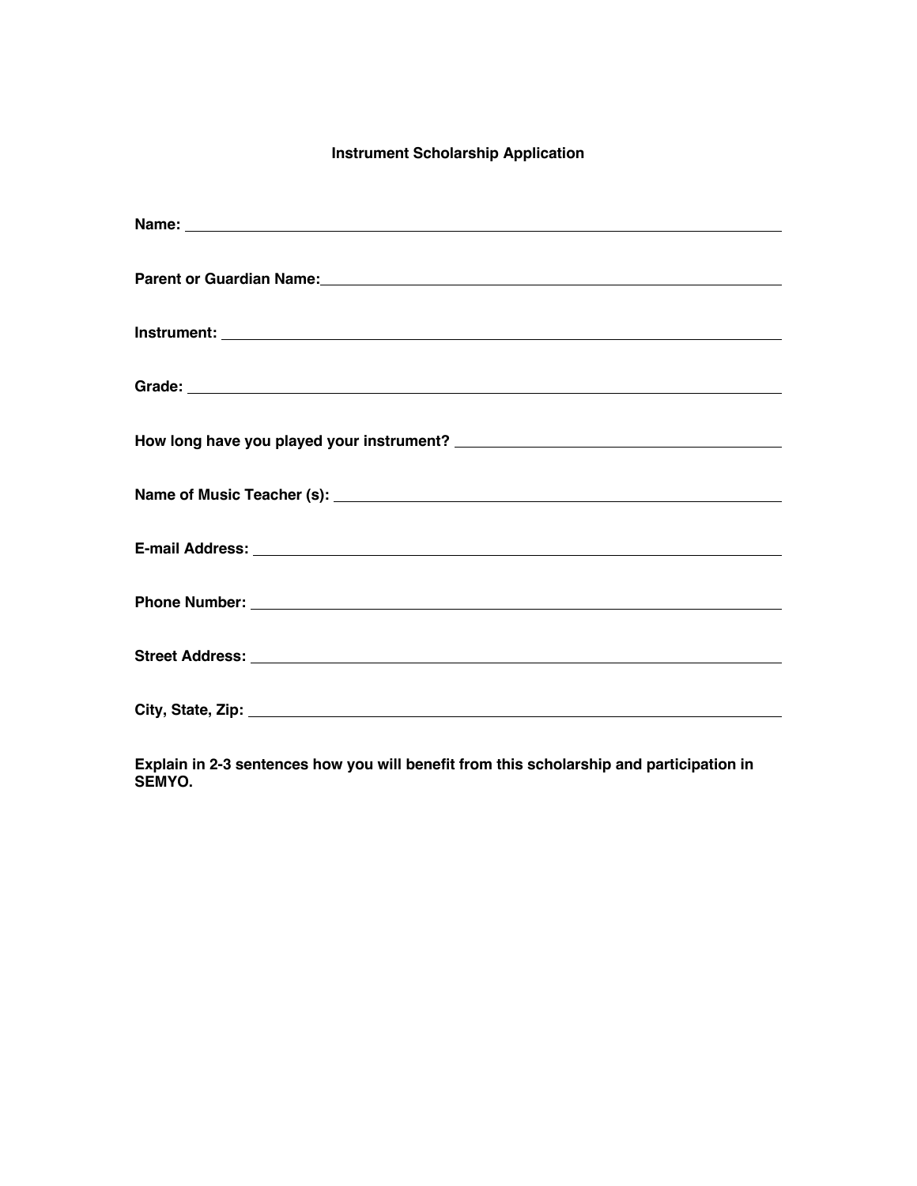# Instrument Scholarship Application

**Name:** \_\_\_\_\_\_\_\_\_\_\_\_\_\_\_\_\_\_\_\_\_\_\_\_\_\_\_\_\_\_\_\_\_\_\_\_\_\_\_\_

**Parent or Guardian Name:** \_\_\_\_\_\_\_\_\_\_\_\_\_\_\_\_\_\_\_\_\_\_\_\_\_\_\_\_\_\_\_\_\_\_\_\_\_\_\_\_

**Instrument:** \_\_\_\_\_\_\_\_\_\_\_\_\_\_\_\_\_\_\_\_\_\_\_\_\_\_\_\_\_\_\_\_\_\_\_\_\_\_\_\_

**Grade:** \_\_\_\_\_\_\_\_\_\_\_\_\_\_\_\_\_\_\_\_\_\_\_\_\_\_\_\_\_\_\_\_\_\_\_\_\_\_\_\_

**How long have you played your instrument?** \_\_\_\_\_\_\_\_\_\_\_\_\_\_\_\_\_\_\_\_\_\_\_\_\_\_\_\_\_\_\_\_\_\_\_\_\_\_\_\_

**Name of Music Teacher (s):** \_\_\_\_\_\_\_\_\_\_\_\_\_\_\_\_\_\_\_\_\_\_\_\_\_\_\_\_\_\_\_\_\_\_\_\_\_\_\_\_

**E-mail Address:** \_\_\_\_\_\_\_\_\_\_\_\_\_\_\_\_\_\_\_\_\_\_\_\_\_\_\_\_\_\_\_\_\_\_\_\_\_\_\_\_

**Phone Number:** \_\_\_\_\_\_\_\_\_\_\_\_\_\_\_\_\_\_\_\_\_\_\_\_\_\_\_\_\_\_\_\_\_\_\_\_\_\_\_\_

**Street Address:** \_\_\_\_\_\_\_\_\_\_\_\_\_\_\_\_\_\_\_\_\_\_\_\_\_\_\_\_\_\_\_\_\_\_\_\_\_\_\_\_

**City, State, Zip:** \_\_\_\_\_\_\_\_\_\_\_\_\_\_\_\_\_\_\_\_\_\_\_\_\_\_\_\_\_\_\_\_\_\_\_\_\_\_\_\_

**Explain in 2-3 sentences how you will benefit from this scholarship and participation in SEMYO.**